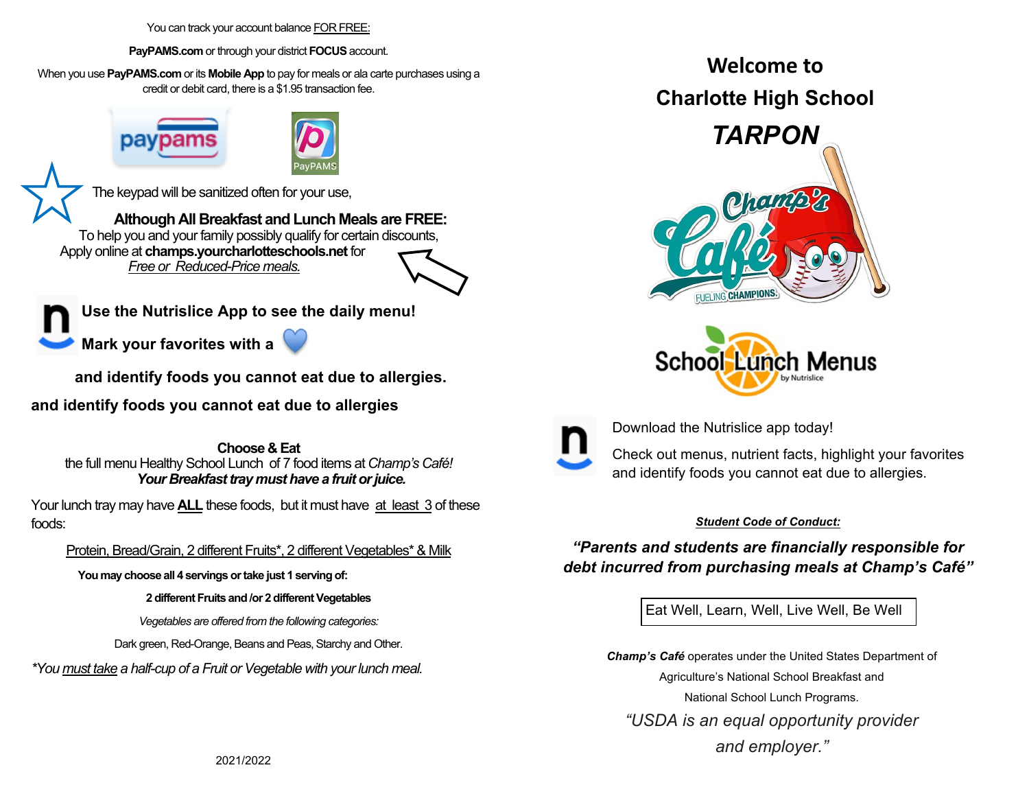You can track your account balance FOR FREE:

**PayPAMS.com** or through your district **FOCUS** account.

When you use **PayPAMS.com** or its **Mobile App** to pay for meals or ala carte purchases using a credit or debit card, there is a $1.95 transaction fee.

The keypad will be sanitized often for your use,

**Although All Breakfast and Lunch Meals are FREE:**
To help you and your family possibly qualify for certain discounts,
Apply online at **champs.yourcharlotteschools.net** for
*Free or Reduced-Price meals.*

**Use the Nutrislice App to see the daily menu!**

**Mark your favorites with a**

**and identify foods you cannot eat due to allergies.**

**and identify foods you cannot eat due to allergies**

**Choose & Eat**
the full menu Healthy School Lunch of 7 food items at *Champ's Café!*
***Your Breakfast tray must have a fruit or juice.***

Your lunch tray may have **ALL** these foods, but it must have at least 3 of these foods:

Protein, Bread/Grain, 2 different Fruits*, 2 different Vegetables* & Milk

**You may choose all 4 servings or take just 1 serving of:**

**2 different Fruits and /or 2 different Vegetables**

*Vegetables are offered from the following categories:*

Dark green, Red-Orange, Beans and Peas, Starchy and Other.

**You must take* a half-cup of a Fruit or Vegetable with your lunch meal.*

2021/2022

# Welcome to Charlotte High School

# *TARPON*

Champ's Café — FUELING CHAMPIONS

School Lunch Menus by Nutrislice

Download the Nutrislice app today!

Check out menus, nutrient facts, highlight your favorites and identify foods you cannot eat due to allergies.

***Student Code of Conduct:***

***"Parents and students are financially responsible for debt incurred from purchasing meals at Champ's Café"***

Eat Well, Learn, Well, Live Well, Be Well

***Champ's Café*** operates under the United States Department of Agriculture's National School Breakfast and National School Lunch Programs.

*"USDA is an equal opportunity provider and employer."*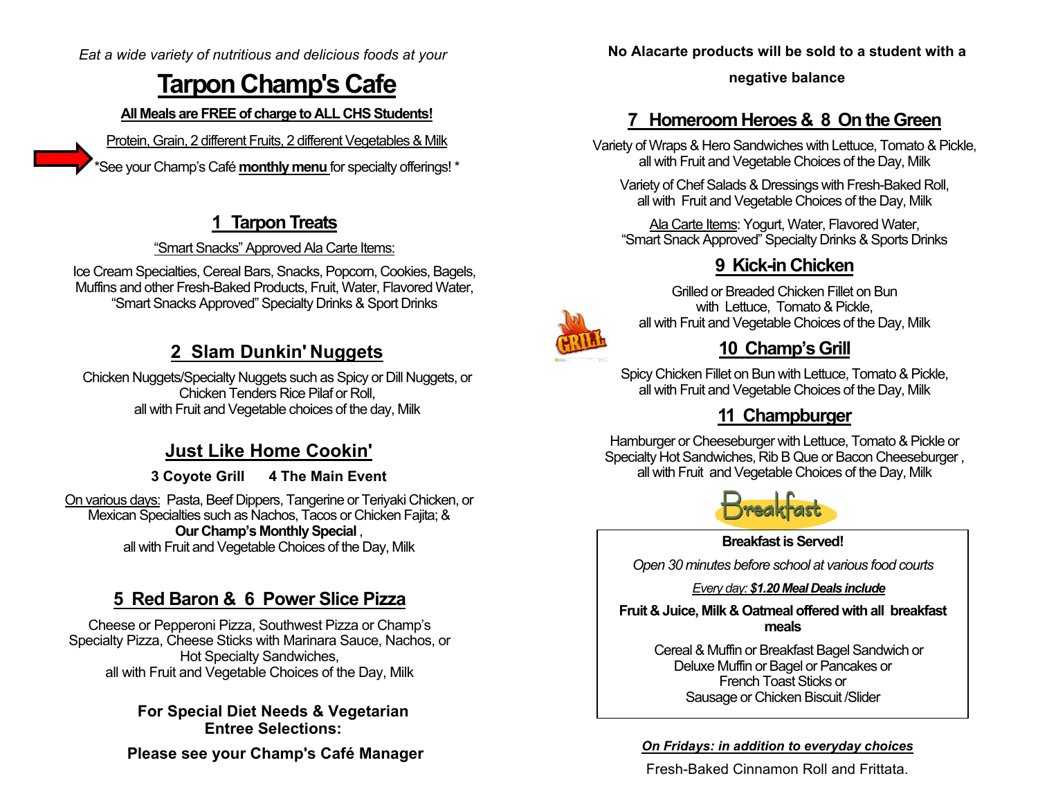*Eat a wide variety of nutritious and delicious foods at your*

# Tarpon Champ's Cafe

**All Meals are FREE of charge to ALL CHS Students!**

Protein, Grain, 2 different Fruits, 2 different Vegetables & Milk

*See your Champ's Café **monthly menu** for specialty offerings! *

## 1 Tarpon Treats

"Smart Snacks" Approved Ala Carte Items:

Ice Cream Specialties, Cereal Bars, Snacks, Popcorn, Cookies, Bagels, Muffins and other Fresh-Baked Products, Fruit, Water, Flavored Water, "Smart Snacks Approved" Specialty Drinks & Sport Drinks

## 2 Slam Dunkin' Nuggets

Chicken Nuggets/Specialty Nuggets such as Spicy or Dill Nuggets, or Chicken Tenders Rice Pilaf or Roll,
all with Fruit and Vegetable choices of the day, Milk

## Just Like Home Cookin'

**3 Coyote Grill 4 The Main Event**

On various days: Pasta, Beef Dippers, Tangerine or Teriyaki Chicken, or Mexican Specialties such as Nachos, Tacos or Chicken Fajita; &
**Our Champ's Monthly Special**,
all with Fruit and Vegetable Choices of the Day, Milk

## 5 Red Baron & 6 Power Slice Pizza

Cheese or Pepperoni Pizza, Southwest Pizza or Champ's Specialty Pizza, Cheese Sticks with Marinara Sauce, Nachos, or Hot Specialty Sandwiches,
all with Fruit and Vegetable Choices of the Day, Milk

**For Special Diet Needs & Vegetarian Entree Selections:**

**Please see your Champ's Café Manager**

**No Alacarte products will be sold to a student with a negative balance**

## 7 Homeroom Heroes & 8 On the Green

Variety of Wraps & Hero Sandwiches with Lettuce, Tomato & Pickle,
all with Fruit and Vegetable Choices of the Day, Milk

Variety of Chef Salads & Dressings with Fresh-Baked Roll,
all with Fruit and Vegetable Choices of the Day, Milk

Ala Carte Items: Yogurt, Water, Flavored Water,
"Smart Snack Approved" Specialty Drinks & Sports Drinks

## 9 Kick-in Chicken

Grilled or Breaded Chicken Fillet on Bun
with Lettuce, Tomato & Pickle,
all with Fruit and Vegetable Choices of the Day, Milk

## 10 Champ's Grill

Spicy Chicken Fillet on Bun with Lettuce, Tomato & Pickle,
all with Fruit and Vegetable Choices of the Day, Milk

## 11 Champburger

Hamburger or Cheeseburger with Lettuce, Tomato & Pickle or Specialty Hot Sandwiches, Rib B Que or Bacon Cheeseburger ,
all with Fruit and Vegetable Choices of the Day, Milk

## Breakfast

**Breakfast is Served!**

*Open 30 minutes before school at various food courts*

*Every day: **$1.20 Meal Deals include***

**Fruit & Juice, Milk & Oatmeal offered with all breakfast meals**

Cereal & Muffin or Breakfast Bagel Sandwich or
Deluxe Muffin or Bagel or Pancakes or
French Toast Sticks or
Sausage or Chicken Biscuit /Slider

***On Fridays: in addition to everyday choices***

Fresh-Baked Cinnamon Roll and Frittata.